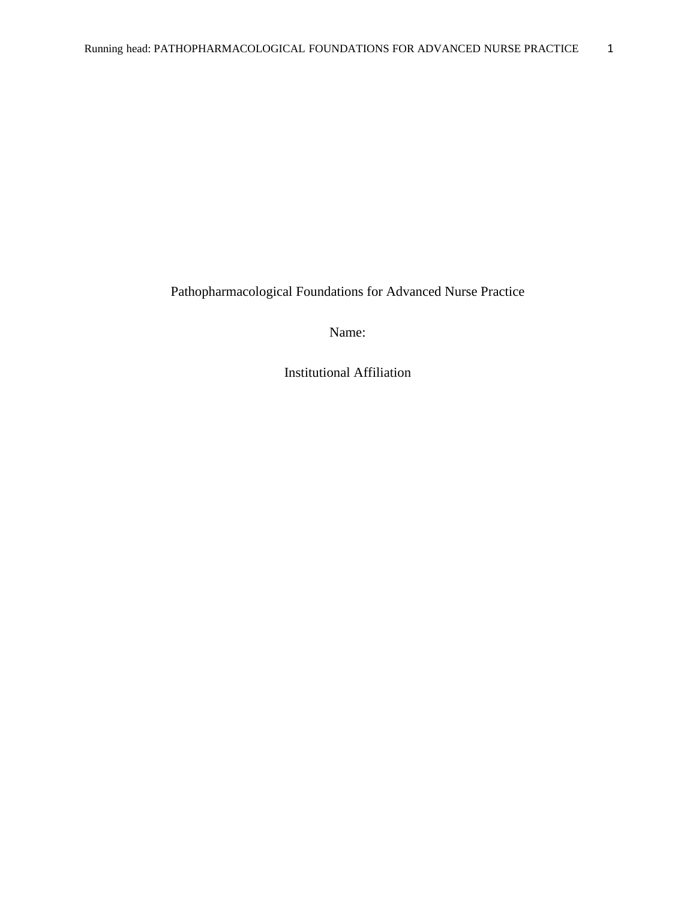Pathopharmacological Foundations for Advanced Nurse Practice

Name:

Institutional Affiliation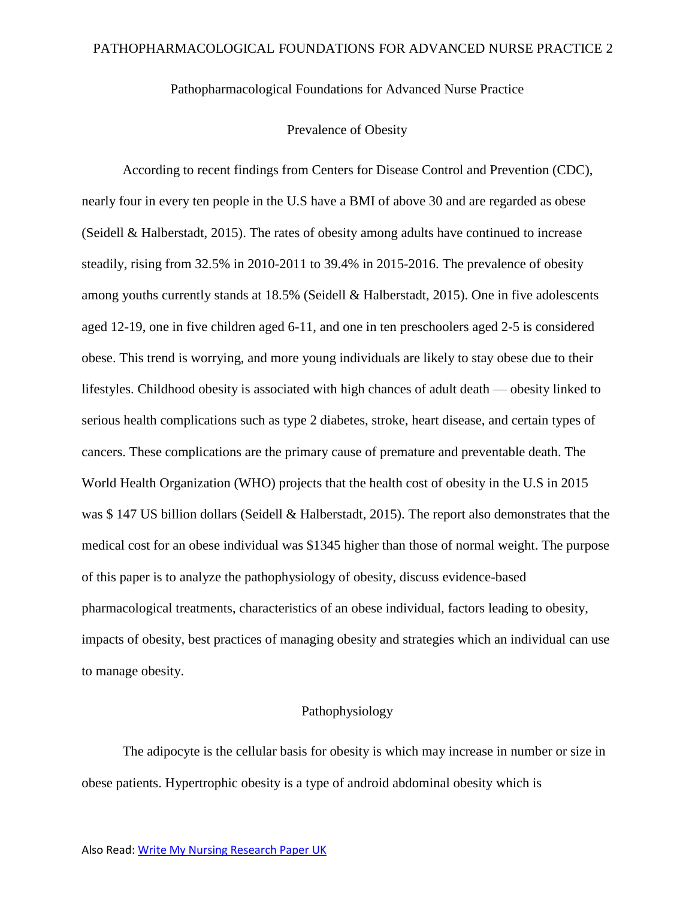## Pathopharmacological Foundations for Advanced Nurse Practice

### Prevalence of Obesity

According to recent findings from Centers for Disease Control and Prevention (CDC), nearly four in every ten people in the U.S have a BMI of above 30 and are regarded as obese (Seidell & Halberstadt, 2015). The rates of obesity among adults have continued to increase steadily, rising from 32.5% in 2010-2011 to 39.4% in 2015-2016. The prevalence of obesity among youths currently stands at 18.5% (Seidell & Halberstadt, 2015). One in five adolescents aged 12-19, one in five children aged 6-11, and one in ten preschoolers aged 2-5 is considered obese. This trend is worrying, and more young individuals are likely to stay obese due to their lifestyles. Childhood obesity is associated with high chances of adult death — obesity linked to serious health complications such as type 2 diabetes, stroke, heart disease, and certain types of cancers. These complications are the primary cause of premature and preventable death. The World Health Organization (WHO) projects that the health cost of obesity in the U.S in 2015 was $ 147 US billion dollars (Seidell & Halberstadt, 2015). The report also demonstrates that the medical cost for an obese individual was $1345 higher than those of normal weight. The purpose of this paper is to analyze the pathophysiology of obesity, discuss evidence-based pharmacological treatments, characteristics of an obese individual, factors leading to obesity, impacts of obesity, best practices of managing obesity and strategies which an individual can use to manage obesity.

### Pathophysiology

The adipocyte is the cellular basis for obesity is which may increase in number or size in obese patients. Hypertrophic obesity is a type of android abdominal obesity which is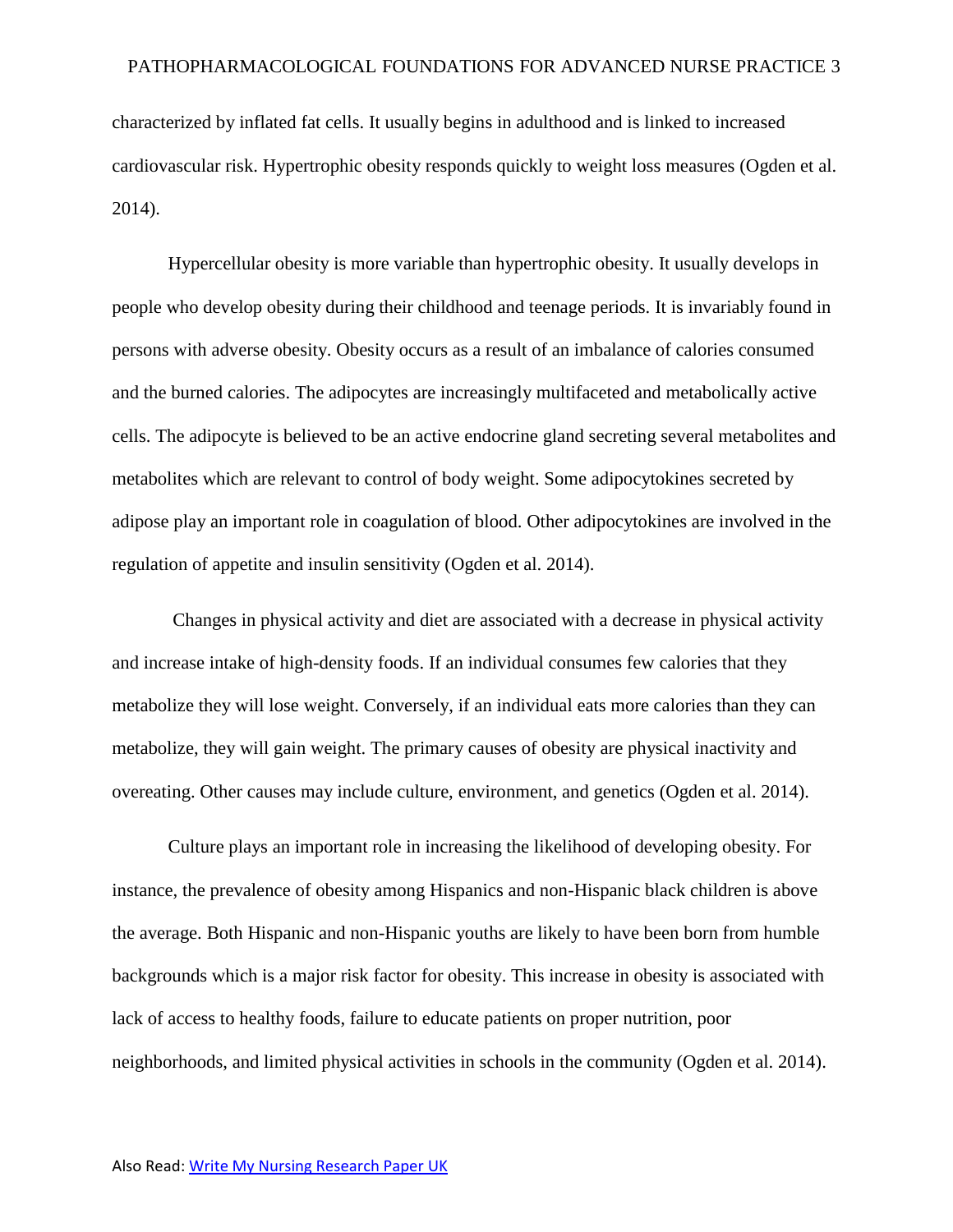characterized by inflated fat cells. It usually begins in adulthood and is linked to increased cardiovascular risk. Hypertrophic obesity responds quickly to weight loss measures (Ogden et al. 2014).

Hypercellular obesity is more variable than hypertrophic obesity. It usually develops in people who develop obesity during their childhood and teenage periods. It is invariably found in persons with adverse obesity. Obesity occurs as a result of an imbalance of calories consumed and the burned calories. The adipocytes are increasingly multifaceted and metabolically active cells. The adipocyte is believed to be an active endocrine gland secreting several metabolites and metabolites which are relevant to control of body weight. Some adipocytokines secreted by adipose play an important role in coagulation of blood. Other adipocytokines are involved in the regulation of appetite and insulin sensitivity (Ogden et al. 2014).

Changes in physical activity and diet are associated with a decrease in physical activity and increase intake of high-density foods. If an individual consumes few calories that they metabolize they will lose weight. Conversely, if an individual eats more calories than they can metabolize, they will gain weight. The primary causes of obesity are physical inactivity and overeating. Other causes may include culture, environment, and genetics (Ogden et al. 2014).

Culture plays an important role in increasing the likelihood of developing obesity. For instance, the prevalence of obesity among Hispanics and non-Hispanic black children is above the average. Both Hispanic and non-Hispanic youths are likely to have been born from humble backgrounds which is a major risk factor for obesity. This increase in obesity is associated with lack of access to healthy foods, failure to educate patients on proper nutrition, poor neighborhoods, and limited physical activities in schools in the community (Ogden et al. 2014).

Also Read: [Write My Nursing Research Paper UK]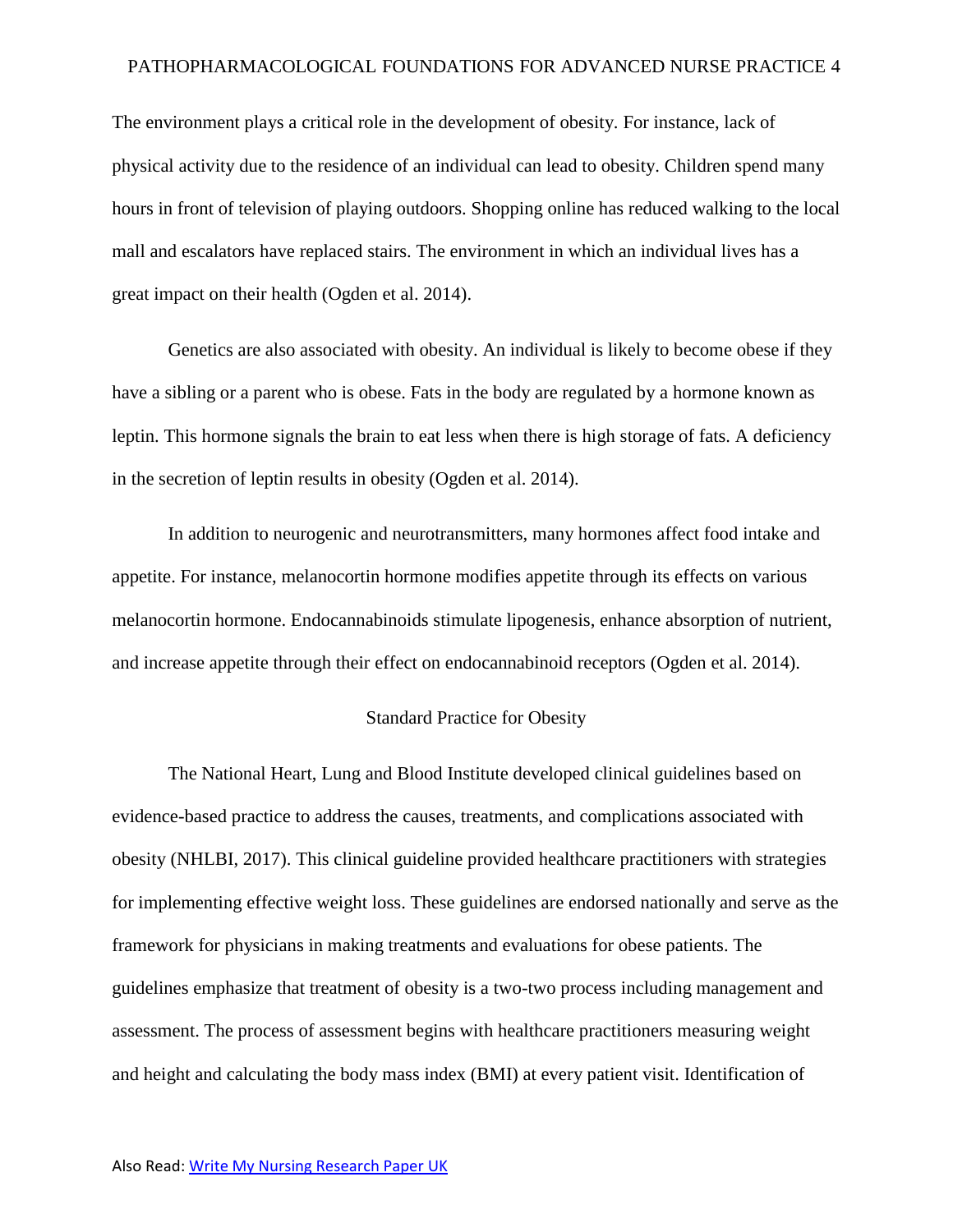The environment plays a critical role in the development of obesity. For instance, lack of physical activity due to the residence of an individual can lead to obesity. Children spend many hours in front of television of playing outdoors. Shopping online has reduced walking to the local mall and escalators have replaced stairs. The environment in which an individual lives has a great impact on their health (Ogden et al. 2014).

Genetics are also associated with obesity. An individual is likely to become obese if they have a sibling or a parent who is obese. Fats in the body are regulated by a hormone known as leptin. This hormone signals the brain to eat less when there is high storage of fats. A deficiency in the secretion of leptin results in obesity (Ogden et al. 2014).

In addition to neurogenic and neurotransmitters, many hormones affect food intake and appetite. For instance, melanocortin hormone modifies appetite through its effects on various melanocortin hormone. Endocannabinoids stimulate lipogenesis, enhance absorption of nutrient, and increase appetite through their effect on endocannabinoid receptors (Ogden et al. 2014).

## Standard Practice for Obesity

The National Heart, Lung and Blood Institute developed clinical guidelines based on evidence-based practice to address the causes, treatments, and complications associated with obesity (NHLBI, 2017). This clinical guideline provided healthcare practitioners with strategies for implementing effective weight loss. These guidelines are endorsed nationally and serve as the framework for physicians in making treatments and evaluations for obese patients. The guidelines emphasize that treatment of obesity is a two-two process including management and assessment. The process of assessment begins with healthcare practitioners measuring weight and height and calculating the body mass index (BMI) at every patient visit. Identification of

Also Read: [Write My Nursing Research Paper UK]()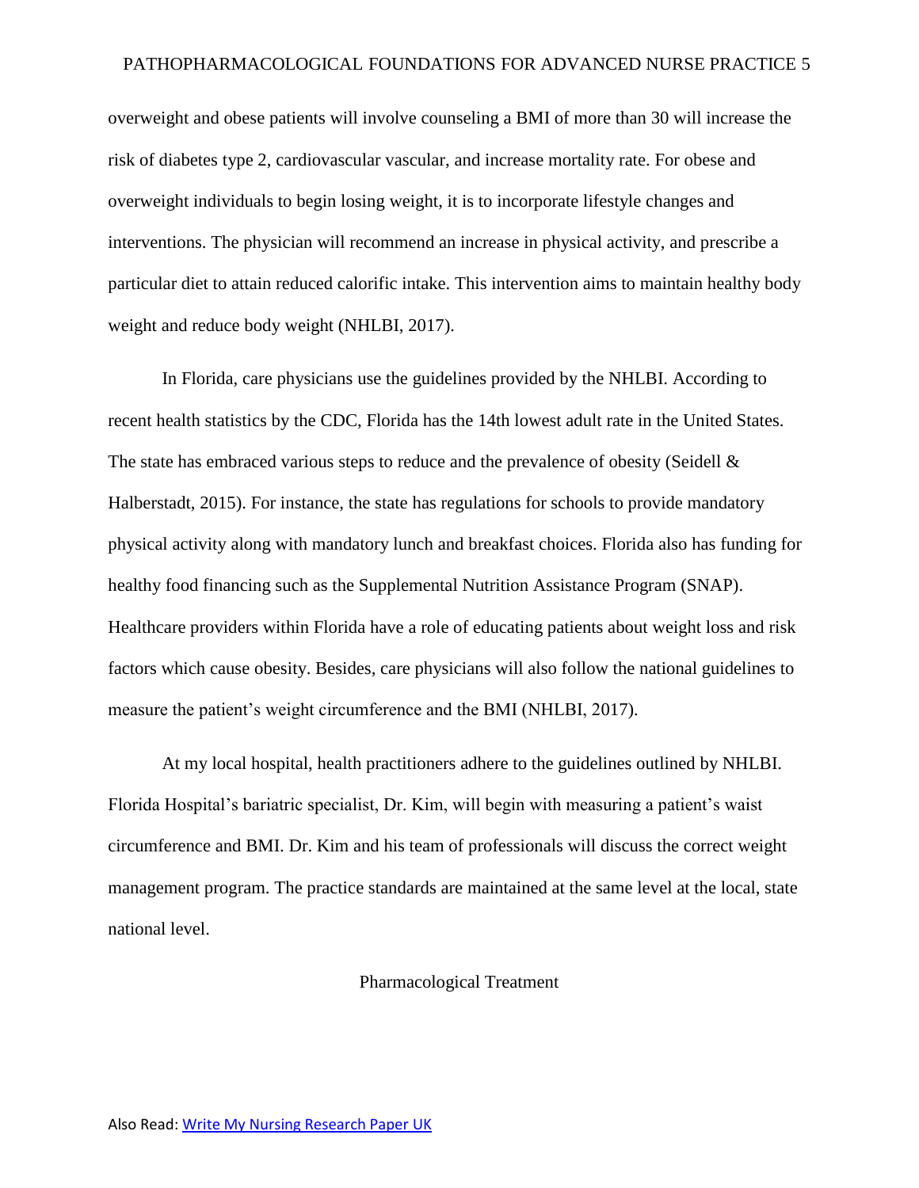overweight and obese patients will involve counseling a BMI of more than 30 will increase the risk of diabetes type 2, cardiovascular vascular, and increase mortality rate. For obese and overweight individuals to begin losing weight, it is to incorporate lifestyle changes and interventions. The physician will recommend an increase in physical activity, and prescribe a particular diet to attain reduced calorific intake. This intervention aims to maintain healthy body weight and reduce body weight (NHLBI, 2017).

In Florida, care physicians use the guidelines provided by the NHLBI. According to recent health statistics by the CDC, Florida has the 14th lowest adult rate in the United States. The state has embraced various steps to reduce and the prevalence of obesity (Seidell & Halberstadt, 2015). For instance, the state has regulations for schools to provide mandatory physical activity along with mandatory lunch and breakfast choices. Florida also has funding for healthy food financing such as the Supplemental Nutrition Assistance Program (SNAP). Healthcare providers within Florida have a role of educating patients about weight loss and risk factors which cause obesity. Besides, care physicians will also follow the national guidelines to measure the patient's weight circumference and the BMI (NHLBI, 2017).

At my local hospital, health practitioners adhere to the guidelines outlined by NHLBI. Florida Hospital's bariatric specialist, Dr. Kim, will begin with measuring a patient's waist circumference and BMI. Dr. Kim and his team of professionals will discuss the correct weight management program. The practice standards are maintained at the same level at the local, state national level.

## Pharmacological Treatment

Also Read: Write My Nursing Research Paper UK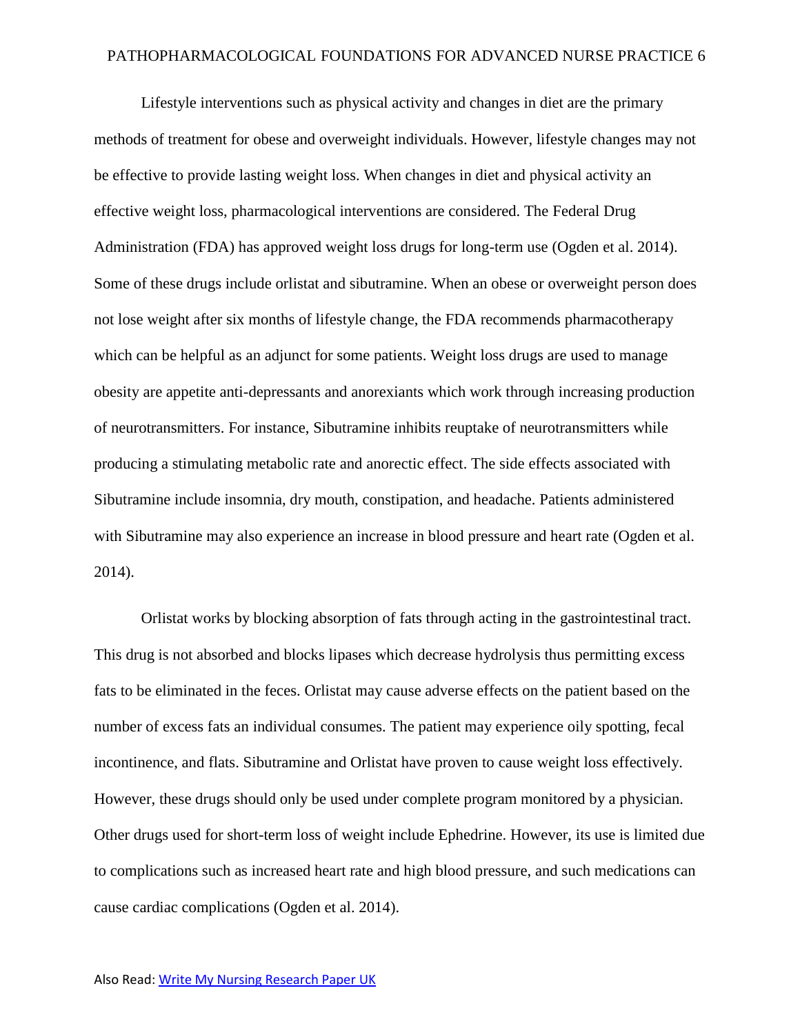Lifestyle interventions such as physical activity and changes in diet are the primary methods of treatment for obese and overweight individuals. However, lifestyle changes may not be effective to provide lasting weight loss. When changes in diet and physical activity an effective weight loss, pharmacological interventions are considered. The Federal Drug Administration (FDA) has approved weight loss drugs for long-term use (Ogden et al. 2014). Some of these drugs include orlistat and sibutramine. When an obese or overweight person does not lose weight after six months of lifestyle change, the FDA recommends pharmacotherapy which can be helpful as an adjunct for some patients. Weight loss drugs are used to manage obesity are appetite anti-depressants and anorexiants which work through increasing production of neurotransmitters. For instance, Sibutramine inhibits reuptake of neurotransmitters while producing a stimulating metabolic rate and anorectic effect. The side effects associated with Sibutramine include insomnia, dry mouth, constipation, and headache. Patients administered with Sibutramine may also experience an increase in blood pressure and heart rate (Ogden et al. 2014).

Orlistat works by blocking absorption of fats through acting in the gastrointestinal tract. This drug is not absorbed and blocks lipases which decrease hydrolysis thus permitting excess fats to be eliminated in the feces. Orlistat may cause adverse effects on the patient based on the number of excess fats an individual consumes. The patient may experience oily spotting, fecal incontinence, and flats. Sibutramine and Orlistat have proven to cause weight loss effectively. However, these drugs should only be used under complete program monitored by a physician. Other drugs used for short-term loss of weight include Ephedrine. However, its use is limited due to complications such as increased heart rate and high blood pressure, and such medications can cause cardiac complications (Ogden et al. 2014).

Also Read: [Write My Nursing Research Paper UK]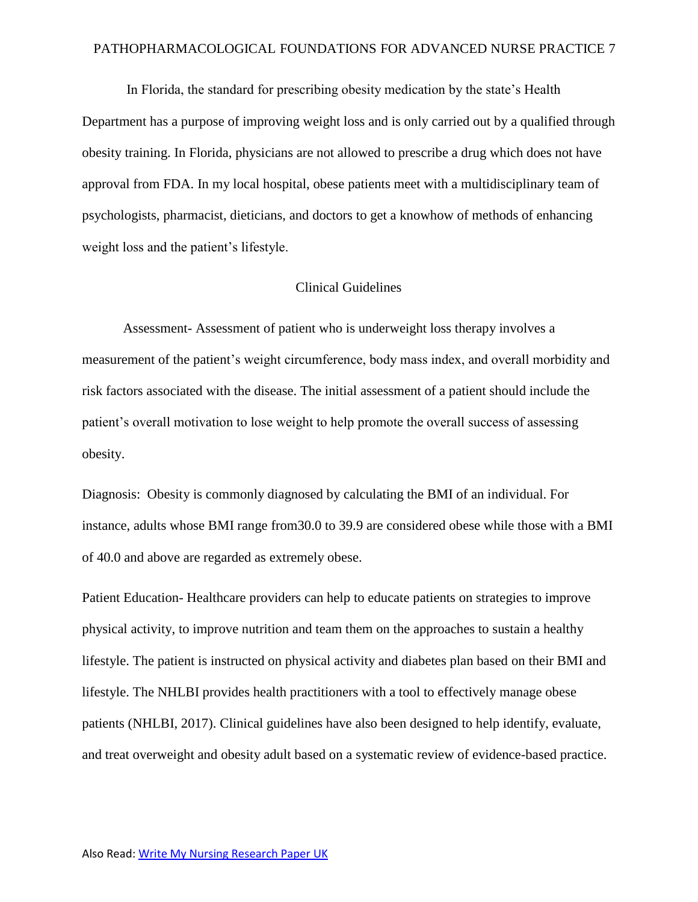In Florida, the standard for prescribing obesity medication by the state's Health Department has a purpose of improving weight loss and is only carried out by a qualified through obesity training. In Florida, physicians are not allowed to prescribe a drug which does not have approval from FDA. In my local hospital, obese patients meet with a multidisciplinary team of psychologists, pharmacist, dieticians, and doctors to get a knowhow of methods of enhancing weight loss and the patient's lifestyle.

## Clinical Guidelines

Assessment- Assessment of patient who is underweight loss therapy involves a measurement of the patient's weight circumference, body mass index, and overall morbidity and risk factors associated with the disease. The initial assessment of a patient should include the patient's overall motivation to lose weight to help promote the overall success of assessing obesity.

Diagnosis: Obesity is commonly diagnosed by calculating the BMI of an individual. For instance, adults whose BMI range from30.0 to 39.9 are considered obese while those with a BMI of 40.0 and above are regarded as extremely obese.

Patient Education- Healthcare providers can help to educate patients on strategies to improve physical activity, to improve nutrition and team them on the approaches to sustain a healthy lifestyle. The patient is instructed on physical activity and diabetes plan based on their BMI and lifestyle. The NHLBI provides health practitioners with a tool to effectively manage obese patients (NHLBI, 2017). Clinical guidelines have also been designed to help identify, evaluate, and treat overweight and obesity adult based on a systematic review of evidence-based practice.

Also Read: [Write My Nursing Research Paper UK]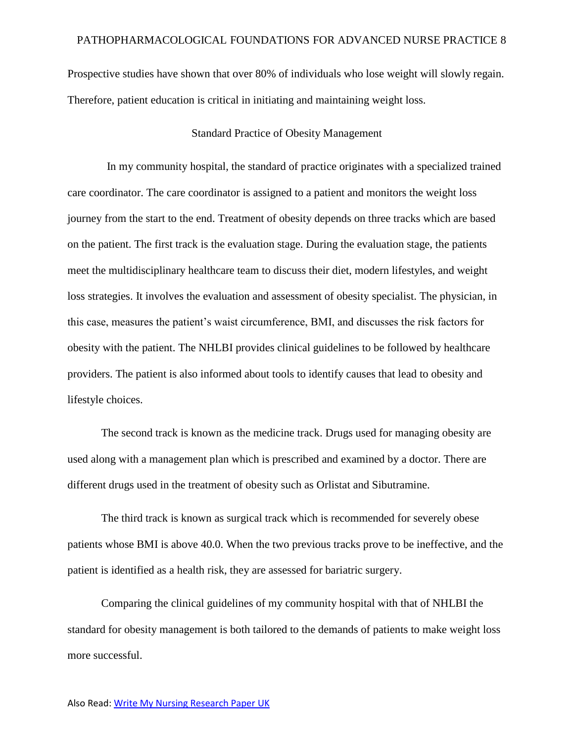Prospective studies have shown that over 80% of individuals who lose weight will slowly regain. Therefore, patient education is critical in initiating and maintaining weight loss.

## Standard Practice of Obesity Management

In my community hospital, the standard of practice originates with a specialized trained care coordinator. The care coordinator is assigned to a patient and monitors the weight loss journey from the start to the end. Treatment of obesity depends on three tracks which are based on the patient. The first track is the evaluation stage. During the evaluation stage, the patients meet the multidisciplinary healthcare team to discuss their diet, modern lifestyles, and weight loss strategies. It involves the evaluation and assessment of obesity specialist. The physician, in this case, measures the patient's waist circumference, BMI, and discusses the risk factors for obesity with the patient. The NHLBI provides clinical guidelines to be followed by healthcare providers. The patient is also informed about tools to identify causes that lead to obesity and lifestyle choices.

The second track is known as the medicine track. Drugs used for managing obesity are used along with a management plan which is prescribed and examined by a doctor. There are different drugs used in the treatment of obesity such as Orlistat and Sibutramine.

The third track is known as surgical track which is recommended for severely obese patients whose BMI is above 40.0. When the two previous tracks prove to be ineffective, and the patient is identified as a health risk, they are assessed for bariatric surgery.

Comparing the clinical guidelines of my community hospital with that of NHLBI the standard for obesity management is both tailored to the demands of patients to make weight loss more successful.

Also Read: [Write My Nursing Research Paper UK]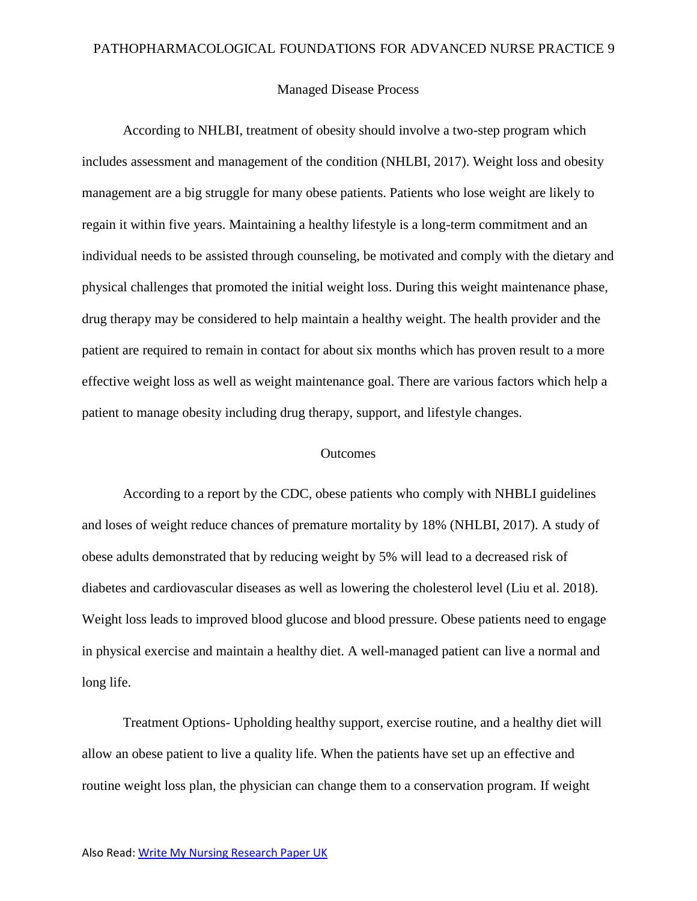## Managed Disease Process

According to NHLBI, treatment of obesity should involve a two-step program which includes assessment and management of the condition (NHLBI, 2017). Weight loss and obesity management are a big struggle for many obese patients. Patients who lose weight are likely to regain it within five years. Maintaining a healthy lifestyle is a long-term commitment and an individual needs to be assisted through counseling, be motivated and comply with the dietary and physical challenges that promoted the initial weight loss. During this weight maintenance phase, drug therapy may be considered to help maintain a healthy weight. The health provider and the patient are required to remain in contact for about six months which has proven result to a more effective weight loss as well as weight maintenance goal. There are various factors which help a patient to manage obesity including drug therapy, support, and lifestyle changes.

## Outcomes

According to a report by the CDC, obese patients who comply with NHBLI guidelines and loses of weight reduce chances of premature mortality by 18% (NHLBI, 2017). A study of obese adults demonstrated that by reducing weight by 5% will lead to a decreased risk of diabetes and cardiovascular diseases as well as lowering the cholesterol level (Liu et al. 2018). Weight loss leads to improved blood glucose and blood pressure. Obese patients need to engage in physical exercise and maintain a healthy diet. A well-managed patient can live a normal and long life.

Treatment Options- Upholding healthy support, exercise routine, and a healthy diet will allow an obese patient to live a quality life. When the patients have set up an effective and routine weight loss plan, the physician can change them to a conservation program. If weight

Also Read: Write My Nursing Research Paper UK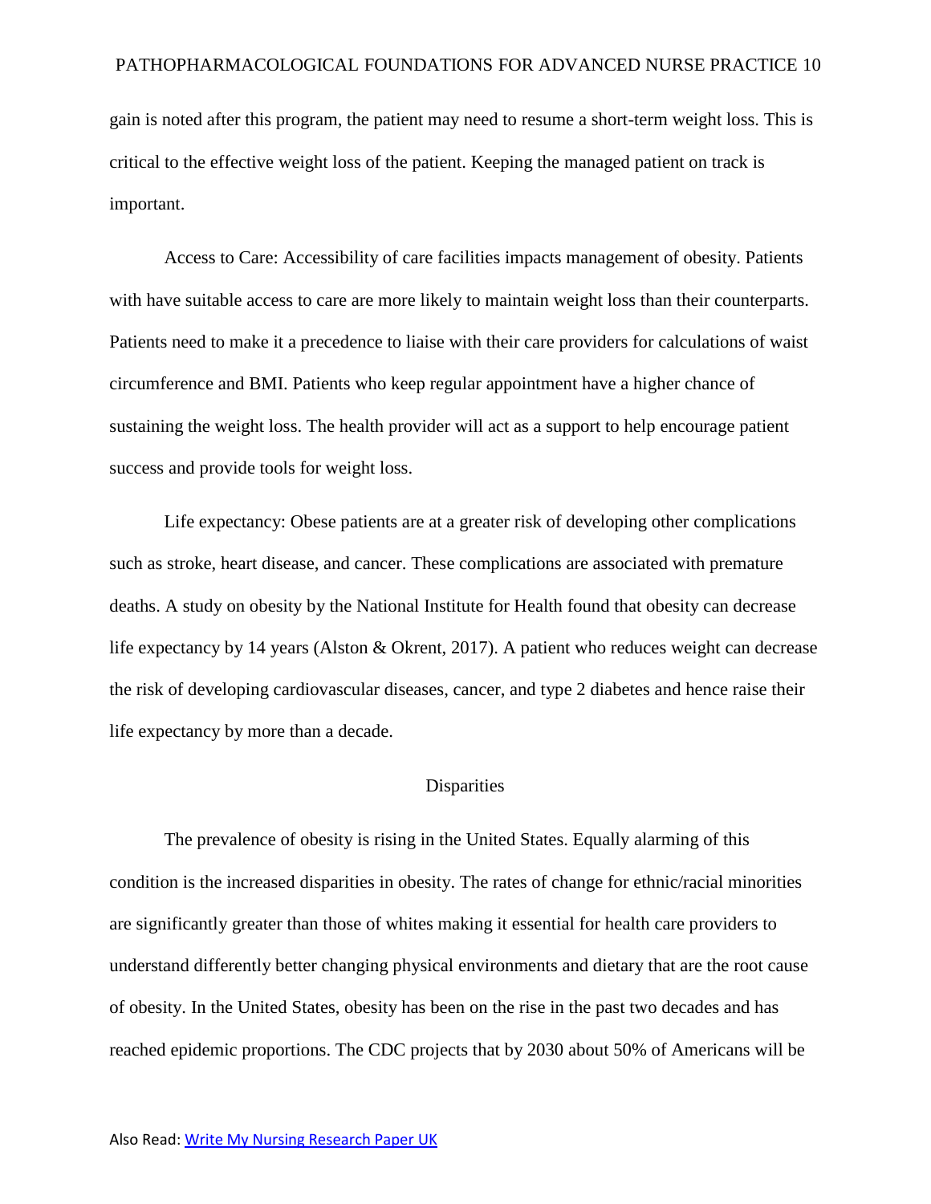gain is noted after this program, the patient may need to resume a short-term weight loss. This is critical to the effective weight loss of the patient. Keeping the managed patient on track is important.

Access to Care: Accessibility of care facilities impacts management of obesity. Patients with have suitable access to care are more likely to maintain weight loss than their counterparts. Patients need to make it a precedence to liaise with their care providers for calculations of waist circumference and BMI. Patients who keep regular appointment have a higher chance of sustaining the weight loss. The health provider will act as a support to help encourage patient success and provide tools for weight loss.

Life expectancy: Obese patients are at a greater risk of developing other complications such as stroke, heart disease, and cancer. These complications are associated with premature deaths. A study on obesity by the National Institute for Health found that obesity can decrease life expectancy by 14 years (Alston & Okrent, 2017). A patient who reduces weight can decrease the risk of developing cardiovascular diseases, cancer, and type 2 diabetes and hence raise their life expectancy by more than a decade.

## Disparities

The prevalence of obesity is rising in the United States. Equally alarming of this condition is the increased disparities in obesity. The rates of change for ethnic/racial minorities are significantly greater than those of whites making it essential for health care providers to understand differently better changing physical environments and dietary that are the root cause of obesity. In the United States, obesity has been on the rise in the past two decades and has reached epidemic proportions. The CDC projects that by 2030 about 50% of Americans will be

Also Read: [Write My Nursing Research Paper UK]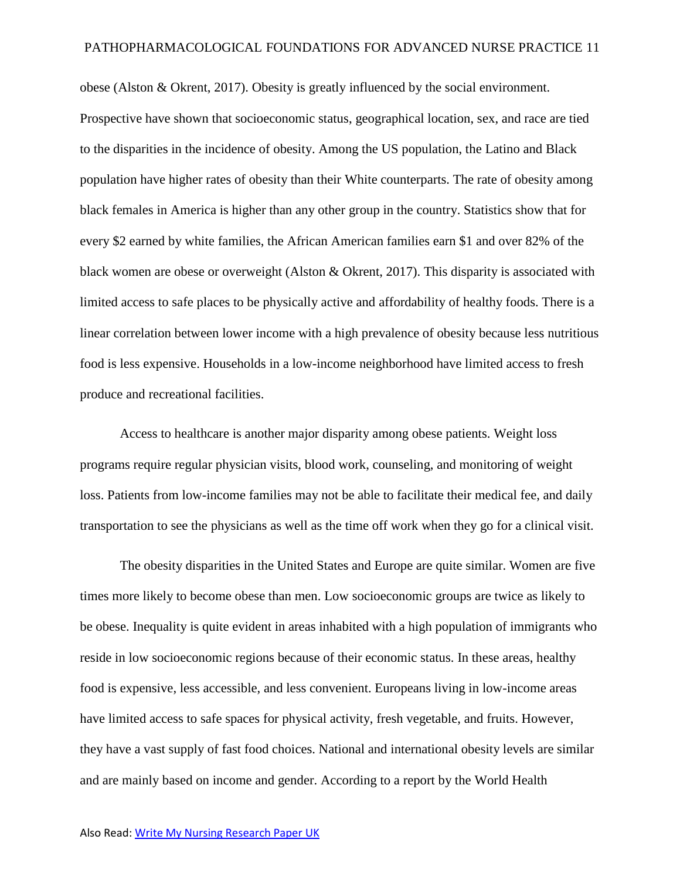obese (Alston & Okrent, 2017). Obesity is greatly influenced by the social environment. Prospective have shown that socioeconomic status, geographical location, sex, and race are tied to the disparities in the incidence of obesity. Among the US population, the Latino and Black population have higher rates of obesity than their White counterparts. The rate of obesity among black females in America is higher than any other group in the country. Statistics show that for every $2 earned by white families, the African American families earn $1 and over 82% of the black women are obese or overweight (Alston & Okrent, 2017). This disparity is associated with limited access to safe places to be physically active and affordability of healthy foods. There is a linear correlation between lower income with a high prevalence of obesity because less nutritious food is less expensive. Households in a low-income neighborhood have limited access to fresh produce and recreational facilities.

Access to healthcare is another major disparity among obese patients. Weight loss programs require regular physician visits, blood work, counseling, and monitoring of weight loss. Patients from low-income families may not be able to facilitate their medical fee, and daily transportation to see the physicians as well as the time off work when they go for a clinical visit.

The obesity disparities in the United States and Europe are quite similar. Women are five times more likely to become obese than men. Low socioeconomic groups are twice as likely to be obese. Inequality is quite evident in areas inhabited with a high population of immigrants who reside in low socioeconomic regions because of their economic status. In these areas, healthy food is expensive, less accessible, and less convenient. Europeans living in low-income areas have limited access to safe spaces for physical activity, fresh vegetable, and fruits. However, they have a vast supply of fast food choices. National and international obesity levels are similar and are mainly based on income and gender. According to a report by the World Health

Also Read: Write My Nursing Research Paper UK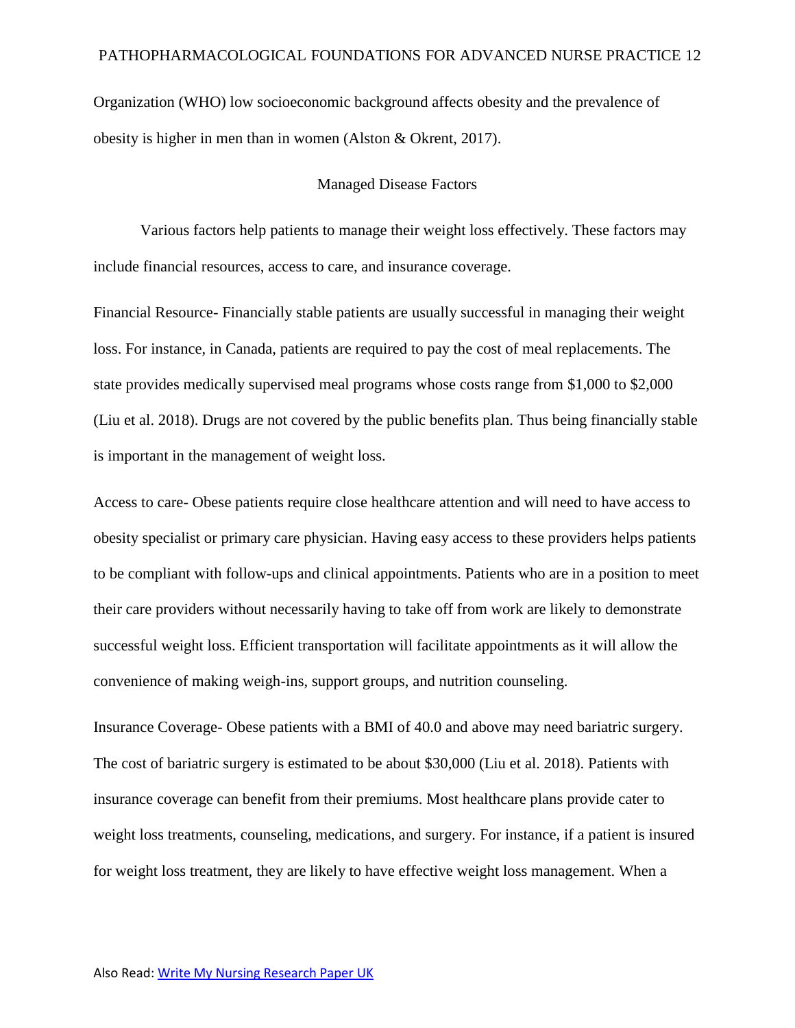Organization (WHO) low socioeconomic background affects obesity and the prevalence of obesity is higher in men than in women (Alston & Okrent, 2017).

## Managed Disease Factors

Various factors help patients to manage their weight loss effectively. These factors may include financial resources, access to care, and insurance coverage.

Financial Resource- Financially stable patients are usually successful in managing their weight loss. For instance, in Canada, patients are required to pay the cost of meal replacements. The state provides medically supervised meal programs whose costs range from $1,000 to $2,000 (Liu et al. 2018). Drugs are not covered by the public benefits plan. Thus being financially stable is important in the management of weight loss.

Access to care- Obese patients require close healthcare attention and will need to have access to obesity specialist or primary care physician. Having easy access to these providers helps patients to be compliant with follow-ups and clinical appointments. Patients who are in a position to meet their care providers without necessarily having to take off from work are likely to demonstrate successful weight loss. Efficient transportation will facilitate appointments as it will allow the convenience of making weigh-ins, support groups, and nutrition counseling.

Insurance Coverage- Obese patients with a BMI of 40.0 and above may need bariatric surgery. The cost of bariatric surgery is estimated to be about $30,000 (Liu et al. 2018). Patients with insurance coverage can benefit from their premiums. Most healthcare plans provide cater to weight loss treatments, counseling, medications, and surgery. For instance, if a patient is insured for weight loss treatment, they are likely to have effective weight loss management. When a

Also Read: [Write My Nursing Research Paper UK]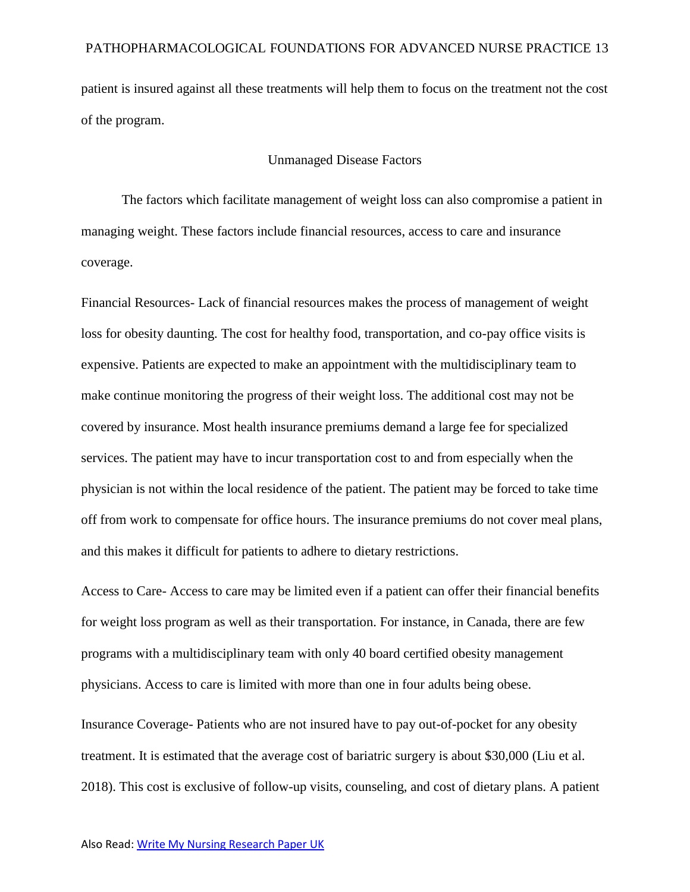patient is insured against all these treatments will help them to focus on the treatment not the cost of the program.

## Unmanaged Disease Factors

The factors which facilitate management of weight loss can also compromise a patient in managing weight. These factors include financial resources, access to care and insurance coverage.

Financial Resources- Lack of financial resources makes the process of management of weight loss for obesity daunting. The cost for healthy food, transportation, and co-pay office visits is expensive. Patients are expected to make an appointment with the multidisciplinary team to make continue monitoring the progress of their weight loss. The additional cost may not be covered by insurance. Most health insurance premiums demand a large fee for specialized services. The patient may have to incur transportation cost to and from especially when the physician is not within the local residence of the patient. The patient may be forced to take time off from work to compensate for office hours. The insurance premiums do not cover meal plans, and this makes it difficult for patients to adhere to dietary restrictions.

Access to Care- Access to care may be limited even if a patient can offer their financial benefits for weight loss program as well as their transportation. For instance, in Canada, there are few programs with a multidisciplinary team with only 40 board certified obesity management physicians. Access to care is limited with more than one in four adults being obese.

Insurance Coverage- Patients who are not insured have to pay out-of-pocket for any obesity treatment. It is estimated that the average cost of bariatric surgery is about $30,000 (Liu et al. 2018). This cost is exclusive of follow-up visits, counseling, and cost of dietary plans. A patient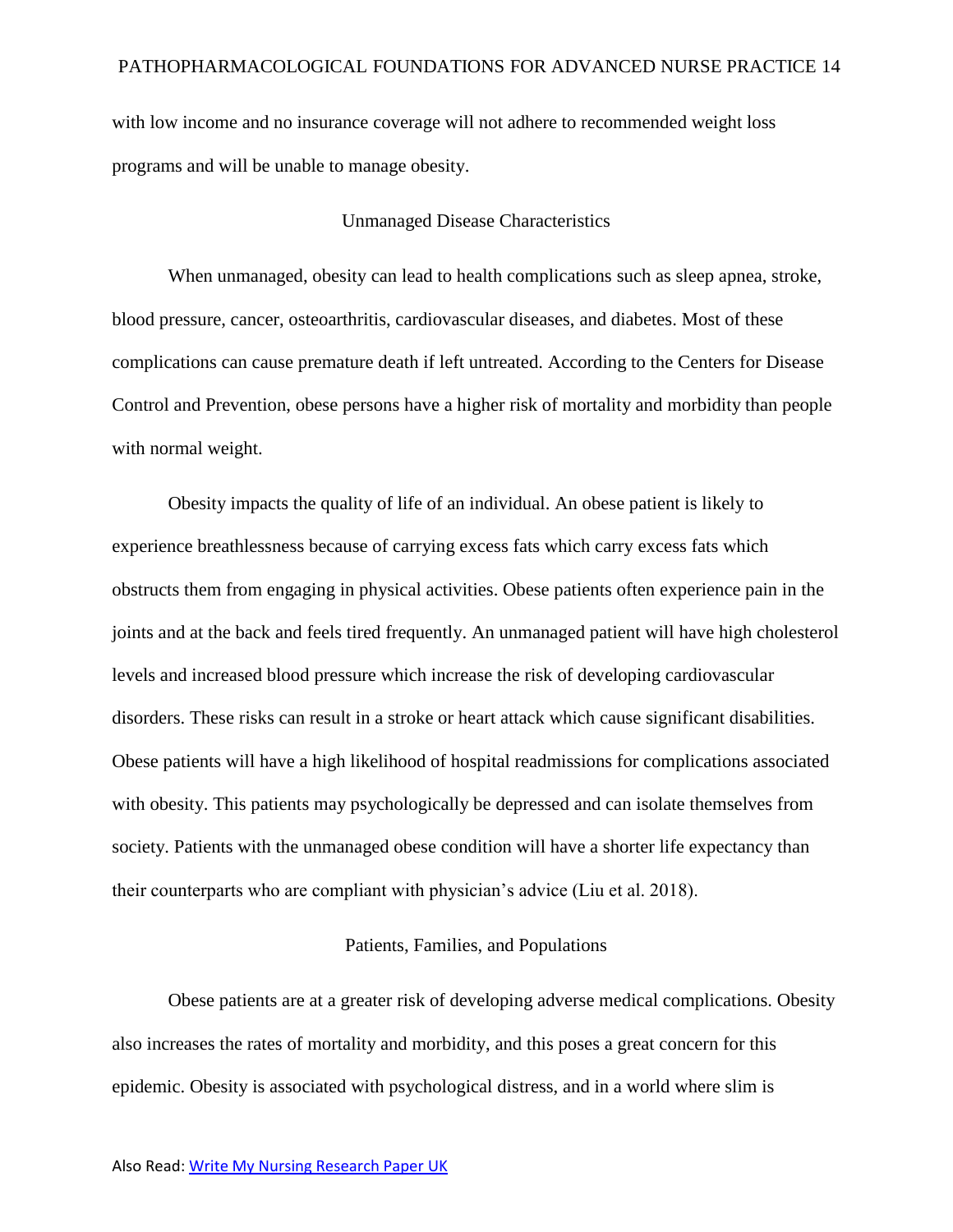with low income and no insurance coverage will not adhere to recommended weight loss programs and will be unable to manage obesity.

## Unmanaged Disease Characteristics

When unmanaged, obesity can lead to health complications such as sleep apnea, stroke, blood pressure, cancer, osteoarthritis, cardiovascular diseases, and diabetes. Most of these complications can cause premature death if left untreated. According to the Centers for Disease Control and Prevention, obese persons have a higher risk of mortality and morbidity than people with normal weight.

Obesity impacts the quality of life of an individual. An obese patient is likely to experience breathlessness because of carrying excess fats which carry excess fats which obstructs them from engaging in physical activities. Obese patients often experience pain in the joints and at the back and feels tired frequently. An unmanaged patient will have high cholesterol levels and increased blood pressure which increase the risk of developing cardiovascular disorders. These risks can result in a stroke or heart attack which cause significant disabilities. Obese patients will have a high likelihood of hospital readmissions for complications associated with obesity. This patients may psychologically be depressed and can isolate themselves from society. Patients with the unmanaged obese condition will have a shorter life expectancy than their counterparts who are compliant with physician's advice (Liu et al. 2018).

## Patients, Families, and Populations

Obese patients are at a greater risk of developing adverse medical complications. Obesity also increases the rates of mortality and morbidity, and this poses a great concern for this epidemic. Obesity is associated with psychological distress, and in a world where slim is

Also Read: Write My Nursing Research Paper UK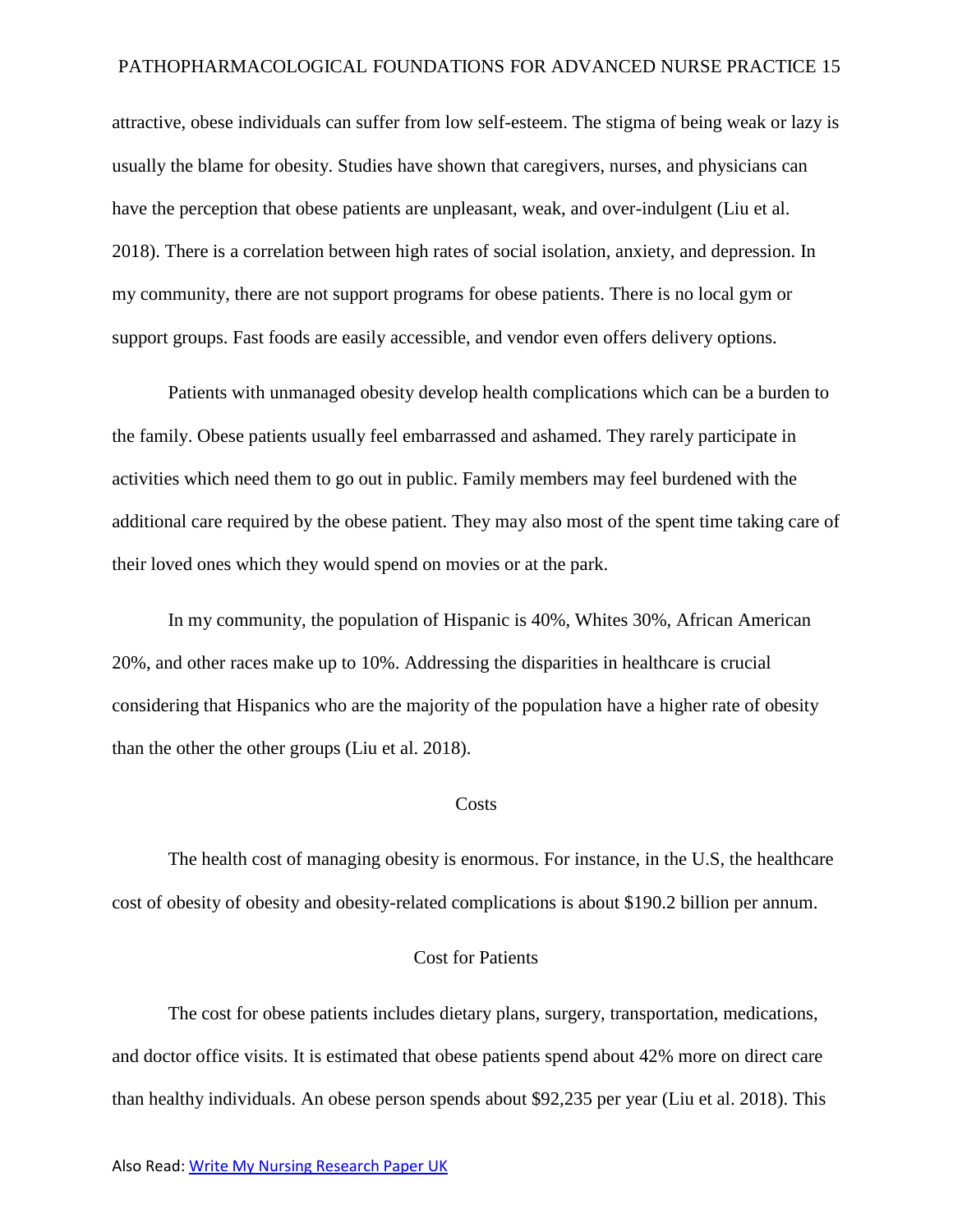attractive, obese individuals can suffer from low self-esteem. The stigma of being weak or lazy is usually the blame for obesity. Studies have shown that caregivers, nurses, and physicians can have the perception that obese patients are unpleasant, weak, and over-indulgent (Liu et al. 2018). There is a correlation between high rates of social isolation, anxiety, and depression. In my community, there are not support programs for obese patients. There is no local gym or support groups. Fast foods are easily accessible, and vendor even offers delivery options.

Patients with unmanaged obesity develop health complications which can be a burden to the family. Obese patients usually feel embarrassed and ashamed. They rarely participate in activities which need them to go out in public. Family members may feel burdened with the additional care required by the obese patient. They may also most of the spent time taking care of their loved ones which they would spend on movies or at the park.

In my community, the population of Hispanic is 40%, Whites 30%, African American 20%, and other races make up to 10%. Addressing the disparities in healthcare is crucial considering that Hispanics who are the majority of the population have a higher rate of obesity than the other the other groups (Liu et al. 2018).

## Costs

The health cost of managing obesity is enormous. For instance, in the U.S, the healthcare cost of obesity of obesity and obesity-related complications is about $190.2 billion per annum.

### Cost for Patients

The cost for obese patients includes dietary plans, surgery, transportation, medications, and doctor office visits. It is estimated that obese patients spend about 42% more on direct care than healthy individuals. An obese person spends about $92,235 per year (Liu et al. 2018). This

Also Read: [Write My Nursing Research Paper UK]()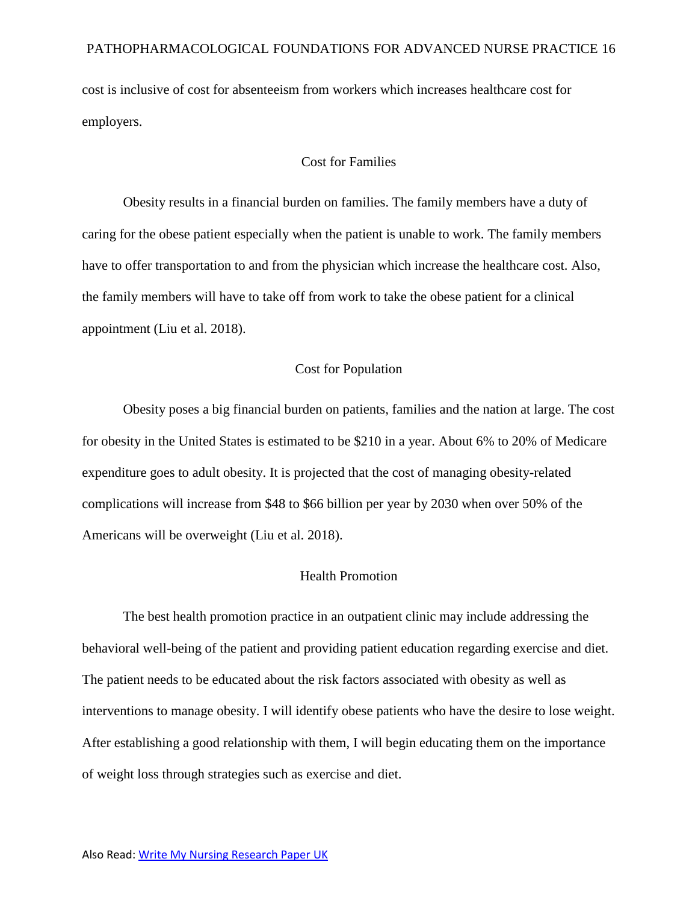cost is inclusive of cost for absenteeism from workers which increases healthcare cost for employers.

## Cost for Families

Obesity results in a financial burden on families. The family members have a duty of caring for the obese patient especially when the patient is unable to work. The family members have to offer transportation to and from the physician which increase the healthcare cost. Also, the family members will have to take off from work to take the obese patient for a clinical appointment (Liu et al. 2018).

## Cost for Population

Obesity poses a big financial burden on patients, families and the nation at large. The cost for obesity in the United States is estimated to be $210 in a year. About 6% to 20% of Medicare expenditure goes to adult obesity. It is projected that the cost of managing obesity-related complications will increase from $48 to $66 billion per year by 2030 when over 50% of the Americans will be overweight (Liu et al. 2018).

## Health Promotion

The best health promotion practice in an outpatient clinic may include addressing the behavioral well-being of the patient and providing patient education regarding exercise and diet. The patient needs to be educated about the risk factors associated with obesity as well as interventions to manage obesity. I will identify obese patients who have the desire to lose weight. After establishing a good relationship with them, I will begin educating them on the importance of weight loss through strategies such as exercise and diet.

Also Read: [Write My Nursing Research Paper UK]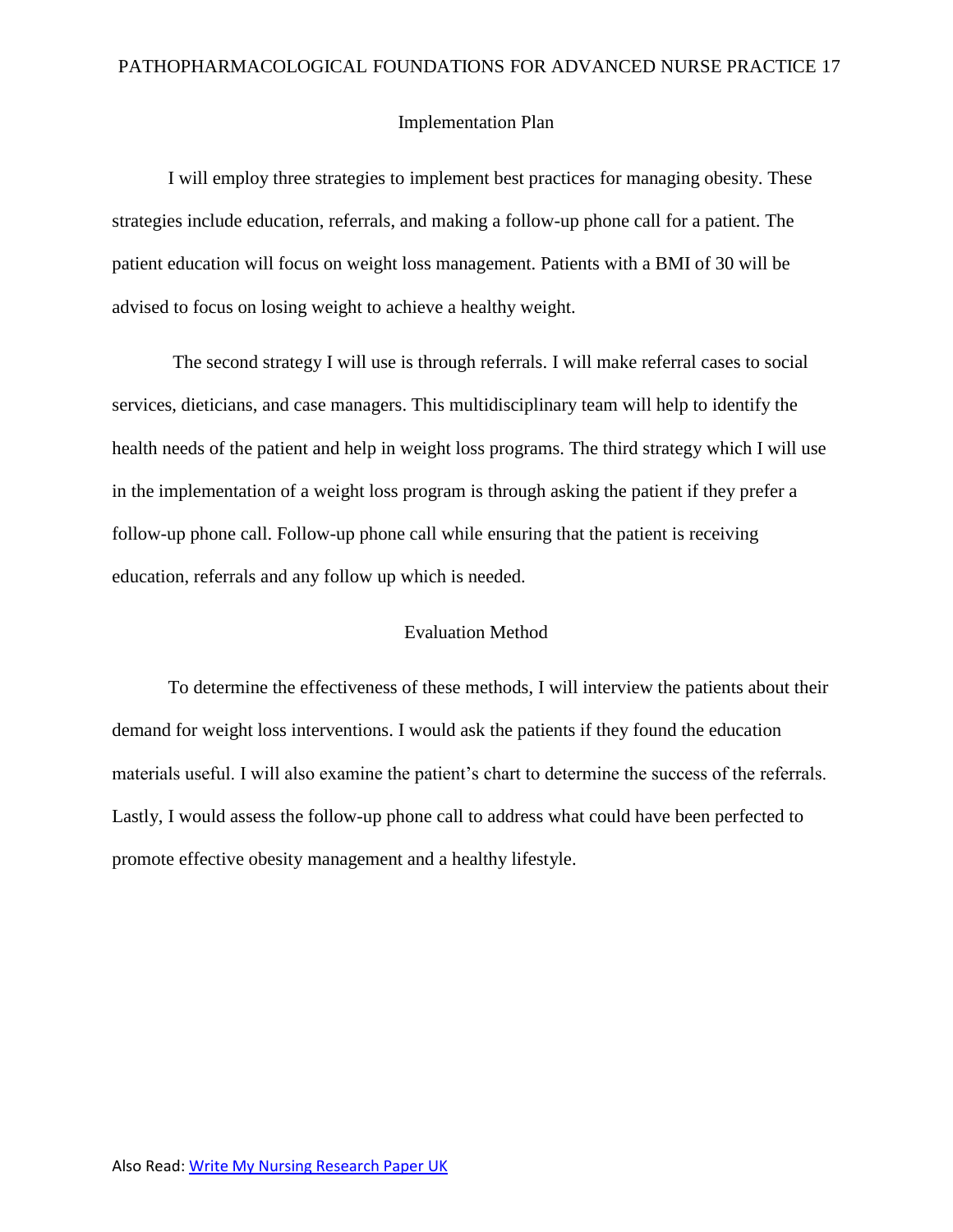## Implementation Plan

I will employ three strategies to implement best practices for managing obesity. These strategies include education, referrals, and making a follow-up phone call for a patient. The patient education will focus on weight loss management. Patients with a BMI of 30 will be advised to focus on losing weight to achieve a healthy weight.

The second strategy I will use is through referrals. I will make referral cases to social services, dieticians, and case managers. This multidisciplinary team will help to identify the health needs of the patient and help in weight loss programs. The third strategy which I will use in the implementation of a weight loss program is through asking the patient if they prefer a follow-up phone call. Follow-up phone call while ensuring that the patient is receiving education, referrals and any follow up which is needed.

## Evaluation Method

To determine the effectiveness of these methods, I will interview the patients about their demand for weight loss interventions. I would ask the patients if they found the education materials useful. I will also examine the patient's chart to determine the success of the referrals. Lastly, I would assess the follow-up phone call to address what could have been perfected to promote effective obesity management and a healthy lifestyle.

Also Read: [Write My Nursing Research Paper UK]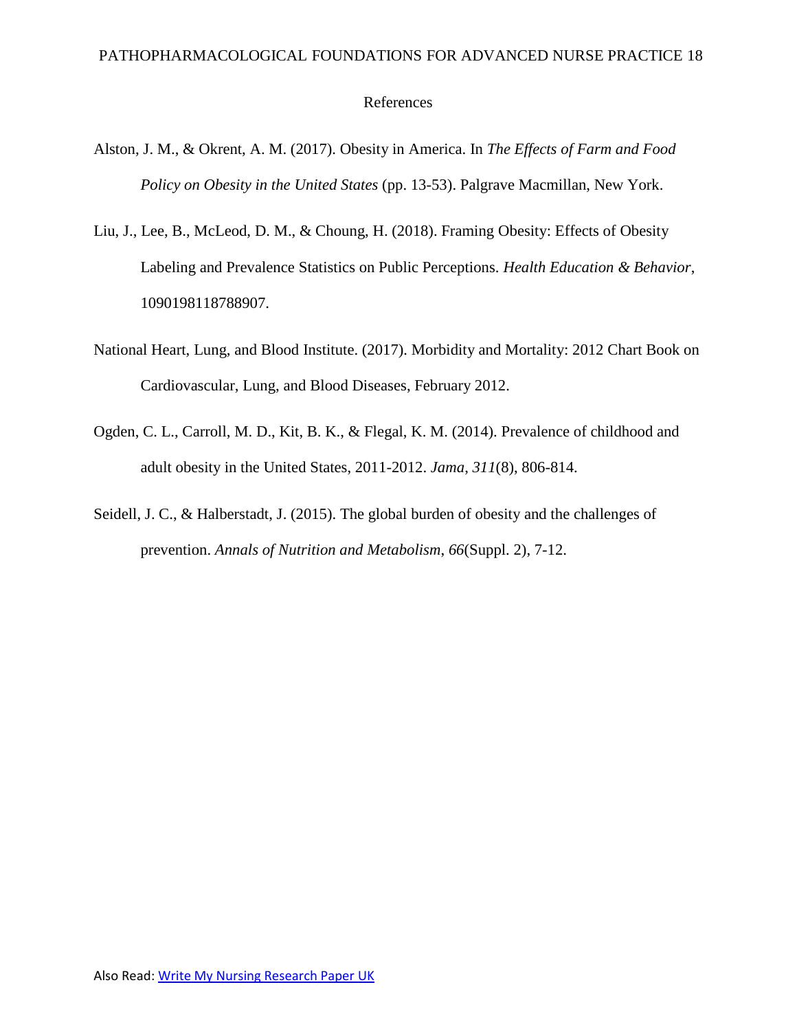# References

Alston, J. M., & Okrent, A. M. (2017). Obesity in America. In *The Effects of Farm and Food Policy on Obesity in the United States* (pp. 13-53). Palgrave Macmillan, New York.

Liu, J., Lee, B., McLeod, D. M., & Choung, H. (2018). Framing Obesity: Effects of Obesity Labeling and Prevalence Statistics on Public Perceptions. *Health Education & Behavior*, 1090198118788907.

National Heart, Lung, and Blood Institute. (2017). Morbidity and Mortality: 2012 Chart Book on Cardiovascular, Lung, and Blood Diseases, February 2012.

Ogden, C. L., Carroll, M. D., Kit, B. K., & Flegal, K. M. (2014). Prevalence of childhood and adult obesity in the United States, 2011-2012. *Jama*, *311*(8), 806-814.

Seidell, J. C., & Halberstadt, J. (2015). The global burden of obesity and the challenges of prevention. *Annals of Nutrition and Metabolism*, *66*(Suppl. 2), 7-12.

Also Read: Write My Nursing Research Paper UK